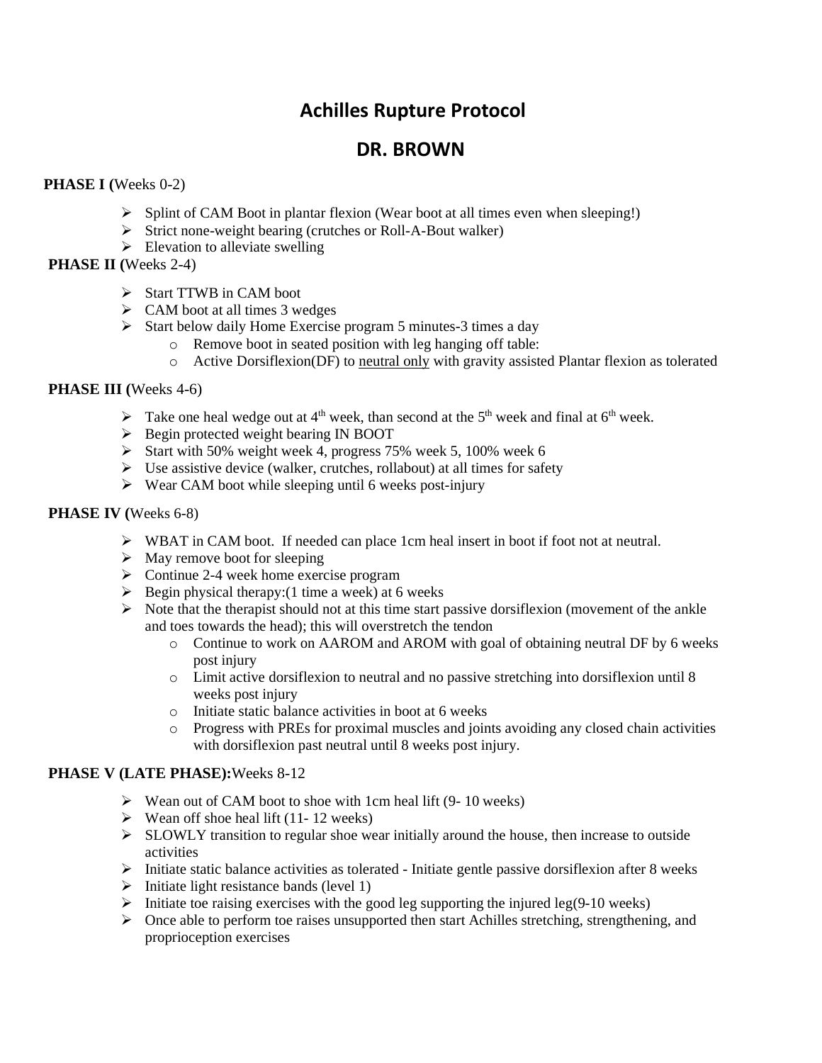# Achilles Rupture Protocol

## DR. BROWN

**PHASE I (**Weeks 0-2)

- Splint of CAM Boot in plantar flexion (Wear boot at all times even when sleeping!)
- Strict none-weight bearing (crutches or Roll-A-Bout walker)
- Elevation to alleviate swelling

**PHASE II (**Weeks 2-4)

- Start TTWB in CAM boot
- CAM boot at all times 3 wedges
- Start below daily Home Exercise program 5 minutes-3 times a day
  - Remove boot in seated position with leg hanging off table:
  - Active Dorsiflexion(DF) to <u>neutral only</u> with gravity assisted Plantar flexion as tolerated

**PHASE III (**Weeks 4-6)

- Take one heal wedge out at 4th week, than second at the 5th week and final at 6th week.
- Begin protected weight bearing IN BOOT
- Start with 50% weight week 4, progress 75% week 5, 100% week 6
- Use assistive device (walker, crutches, rollabout) at all times for safety
- Wear CAM boot while sleeping until 6 weeks post-injury

**PHASE IV (**Weeks 6-8)

- WBAT in CAM boot. If needed can place 1cm heal insert in boot if foot not at neutral.
- May remove boot for sleeping
- Continue 2-4 week home exercise program
- Begin physical therapy:(1 time a week) at 6 weeks
- Note that the therapist should not at this time start passive dorsiflexion (movement of the ankle and toes towards the head); this will overstretch the tendon
  - Continue to work on AAROM and AROM with goal of obtaining neutral DF by 6 weeks post injury
  - Limit active dorsiflexion to neutral and no passive stretching into dorsiflexion until 8 weeks post injury
  - Initiate static balance activities in boot at 6 weeks
  - Progress with PREs for proximal muscles and joints avoiding any closed chain activities with dorsiflexion past neutral until 8 weeks post injury.

**PHASE V (LATE PHASE):**Weeks 8-12

- Wean out of CAM boot to shoe with 1cm heal lift (9- 10 weeks)
- Wean off shoe heal lift (11- 12 weeks)
- SLOWLY transition to regular shoe wear initially around the house, then increase to outside activities
- Initiate static balance activities as tolerated - Initiate gentle passive dorsiflexion after 8 weeks
- Initiate light resistance bands (level 1)
- Initiate toe raising exercises with the good leg supporting the injured leg(9-10 weeks)
- Once able to perform toe raises unsupported then start Achilles stretching, strengthening, and proprioception exercises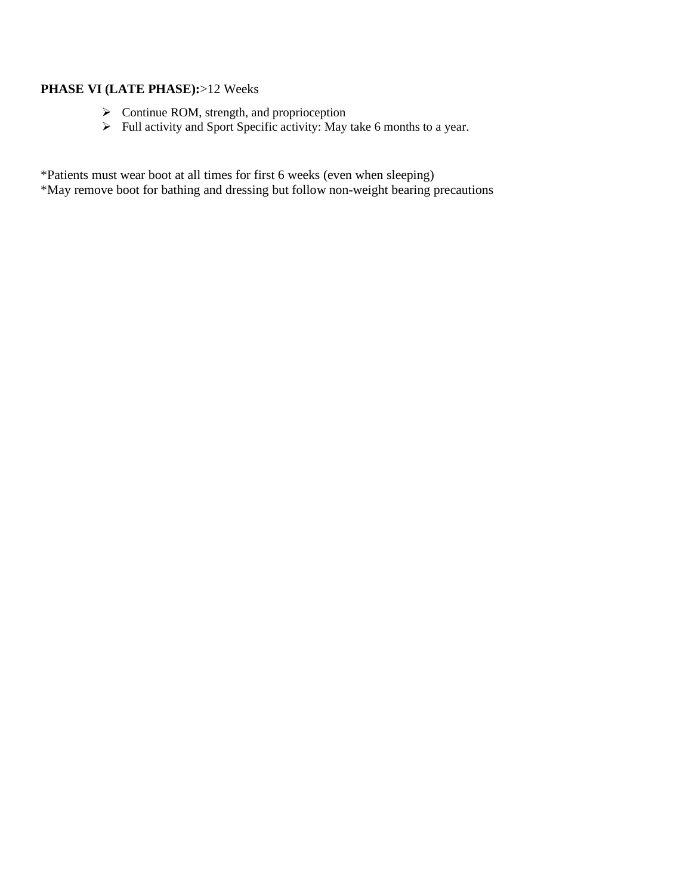**PHASE VI (LATE PHASE):**>12 Weeks

- Continue ROM, strength, and proprioception
- Full activity and Sport Specific activity: May take 6 months to a year.

*Patients must wear boot at all times for first 6 weeks (even when sleeping)
*May remove boot for bathing and dressing but follow non-weight bearing precautions